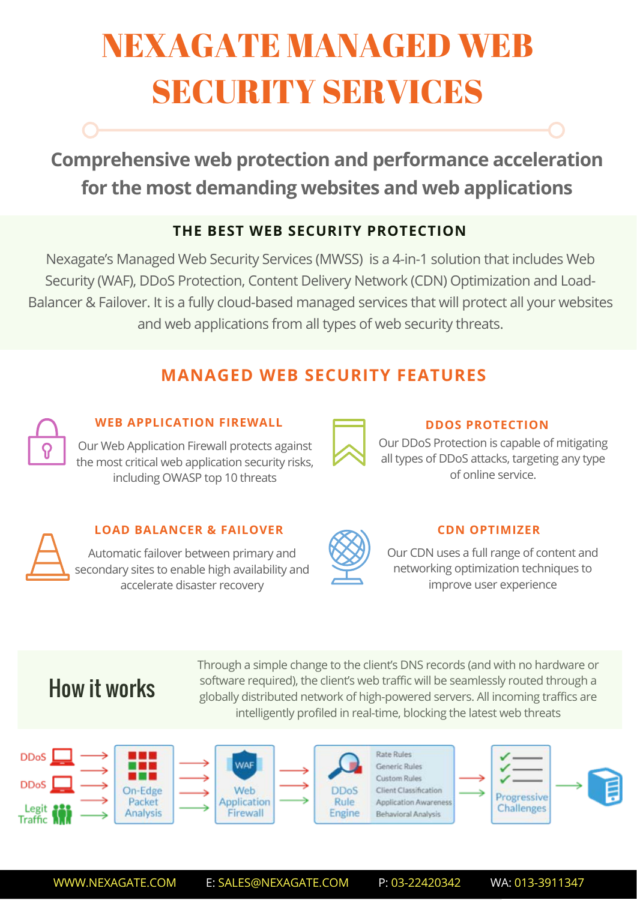# NEXAGATE MANAGED WEB SECURITY SERVICES

## Comprehensive web protection and performance acceleration for the most demanding websites and web applications

### THE BEST WEB SECURITY PROTECTION

Nexagate's Managed Web Security Services (MWSS) is a 4-in-1 solution that includes Web Security (WAF), DDoS Protection, Content Delivery Network (CDN) Optimization and Load-Balancer & Failover. It is a fully cloud-based managed services that will protect all your websites and web applications from all types of web security threats.

## MANAGED WEB SECURITY FEATURES

### WEB APPLICATION FIREWALL

Our Web Application Firewall protects against the most critical web application security risks, including OWASP top 10 threats

### DDOS PROTECTION

Our DDoS Protection is capable of mitigating all types of DDoS attacks, targeting any type of online service.

### LOAD BALANCER & FAILOVER

Automatic failover between primary and secondary sites to enable high availability and accelerate disaster recovery

### CDN OPTIMIZER

Our CDN uses a full range of content and networking optimization techniques to improve user experience

## How it works

Through a simple change to the client's DNS records (and with no hardware or software required), the client's web traffic will be seamlessly routed through a globally distributed network of high-powered servers. All incoming traffics are intelligently profiled in real-time, blocking the latest web threats

DDoS, DDoS, Legit Traffic → On-Edge Packet Analysis → Web Application Firewall → DDoS Rule Engine (Rate Rules, Generic Rules, Custom Rules, Client Classification, Application Awareness, Behavioral Analysis) → Progressive Challenges → Server

WWW.NEXAGATE.COM E: SALES@NEXAGATE.COM P: 03-22420342 WA: 013-3911347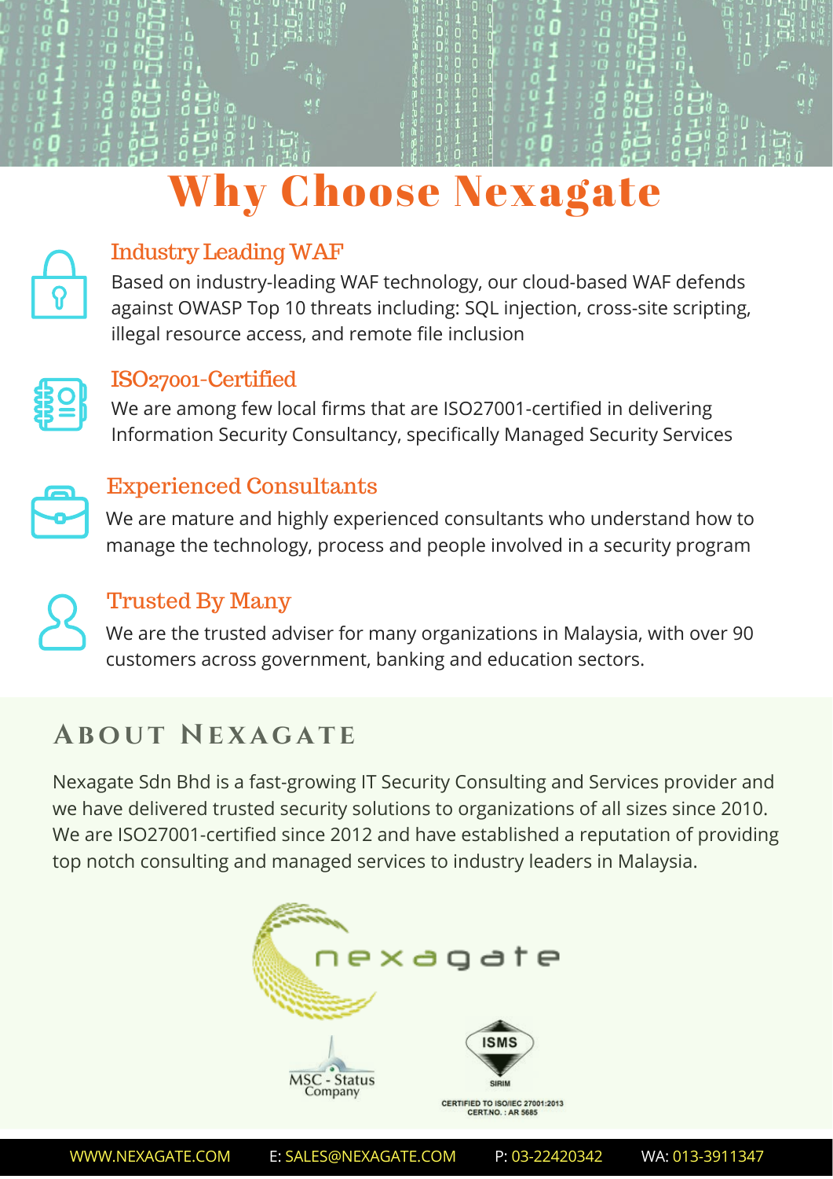# Why Choose Nexagate

### Industry Leading WAF

Based on industry-leading WAF technology, our cloud-based WAF defends against OWASP Top 10 threats including: SQL injection, cross-site scripting, illegal resource access, and remote file inclusion

### ISO27001-Certified

We are among few local firms that are ISO27001-certified in delivering Information Security Consultancy, specifically Managed Security Services

### Experienced Consultants

We are mature and highly experienced consultants who understand how to manage the technology, process and people involved in a security program

### Trusted By Many

We are the trusted adviser for many organizations in Malaysia, with over 90 customers across government, banking and education sectors.

## About Nexagate

Nexagate Sdn Bhd is a fast-growing IT Security Consulting and Services provider and we have delivered trusted security solutions to organizations of all sizes since 2010. We are ISO27001-certified since 2012 and have established a reputation of providing top notch consulting and managed services to industry leaders in Malaysia.

nexagate

MSC - Status Company

ISMS

SIRIM

CERTIFIED TO ISO/IEC 27001:2013
CERT.NO. : AR 5685

WWW.NEXAGATE.COM E: SALES@NEXAGATE.COM P: 03-22420342 WA: 013-3911347